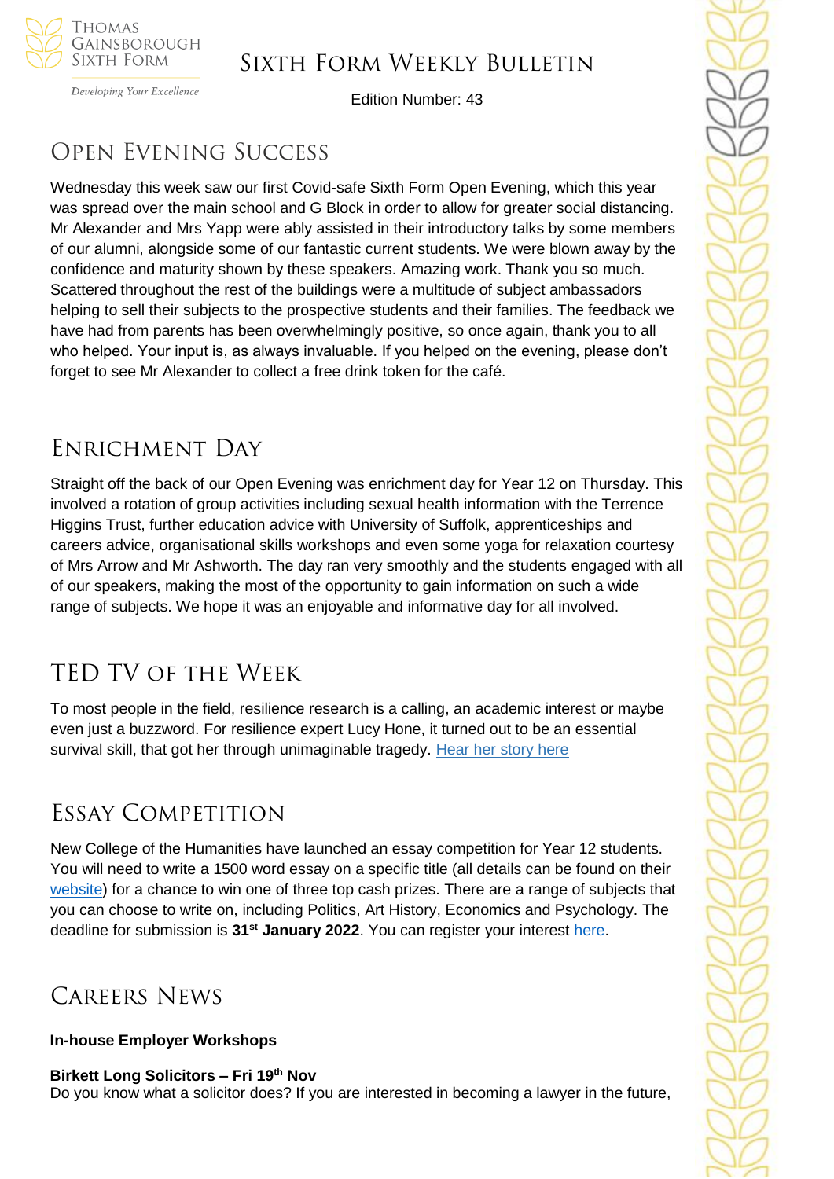# Sixth Form Weekly Bulletin

Edition Number: 43

## Open Evening Success

Wednesday this week saw our first Covid-safe Sixth Form Open Evening, which this year was spread over the main school and G Block in order to allow for greater social distancing. Mr Alexander and Mrs Yapp were ably assisted in their introductory talks by some members of our alumni, alongside some of our fantastic current students. We were blown away by the confidence and maturity shown by these speakers. Amazing work. Thank you so much. Scattered throughout the rest of the buildings were a multitude of subject ambassadors helping to sell their subjects to the prospective students and their families. The feedback we have had from parents has been overwhelmingly positive, so once again, thank you to all who helped. Your input is, as always invaluable. If you helped on the evening, please don't forget to see Mr Alexander to collect a free drink token for the café.

## Enrichment Day

Straight off the back of our Open Evening was enrichment day for Year 12 on Thursday. This involved a rotation of group activities including sexual health information with the Terrence Higgins Trust, further education advice with University of Suffolk, apprenticeships and careers advice, organisational skills workshops and even some yoga for relaxation courtesy of Mrs Arrow and Mr Ashworth. The day ran very smoothly and the students engaged with all of our speakers, making the most of the opportunity to gain information on such a wide range of subjects. We hope it was an enjoyable and informative day for all involved.

## TED TV of the Week

To most people in the field, resilience research is a calling, an academic interest or maybe even just a buzzword. For resilience expert Lucy Hone, it turned out to be an essential survival skill, that got her through unimaginable tragedy. [Hear her story here]

## Essay Competition

New College of the Humanities have launched an essay competition for Year 12 students. You will need to write a 1500 word essay on a specific title (all details can be found on their [website]) for a chance to win one of three top cash prizes. There are a range of subjects that you can choose to write on, including Politics, Art History, Economics and Psychology. The deadline for submission is **31st January 2022**. You can register your interest [here].

## Careers News

**In-house Employer Workshops**

**Birkett Long Solicitors – Fri 19th Nov**
Do you know what a solicitor does? If you are interested in becoming a lawyer in the future,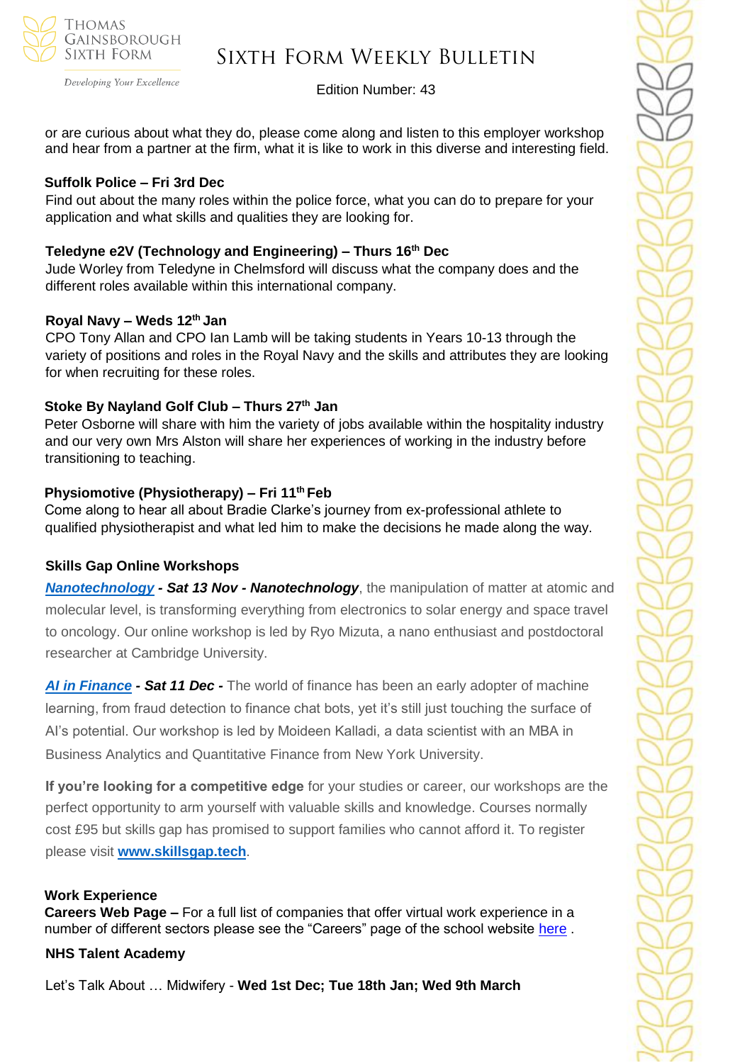or are curious about what they do, please come along and listen to this employer workshop and hear from a partner at the firm, what it is like to work in this diverse and interesting field.

**Suffolk Police – Fri 3rd Dec**

Find out about the many roles within the police force, what you can do to prepare for your application and what skills and qualities they are looking for.

**Teledyne e2V (Technology and Engineering) – Thurs 16th Dec**

Jude Worley from Teledyne in Chelmsford will discuss what the company does and the different roles available within this international company.

**Royal Navy – Weds 12th Jan**

CPO Tony Allan and CPO Ian Lamb will be taking students in Years 10-13 through the variety of positions and roles in the Royal Navy and the skills and attributes they are looking for when recruiting for these roles.

**Stoke By Nayland Golf Club – Thurs 27th Jan**

Peter Osborne will share with him the variety of jobs available within the hospitality industry and our very own Mrs Alston will share her experiences of working in the industry before transitioning to teaching.

**Physiomotive (Physiotherapy) – Fri 11th Feb**

Come along to hear all about Bradie Clarke's journey from ex-professional athlete to qualified physiotherapist and what led him to make the decisions he made along the way.

**Skills Gap Online Workshops**

***Nanotechnology* - *Sat 13 Nov* - *Nanotechnology***, the manipulation of matter at atomic and molecular level, is transforming everything from electronics to solar energy and space travel to oncology. Our online workshop is led by Ryo Mizuta, a nano enthusiast and postdoctoral researcher at Cambridge University.

***AI in Finance* - *Sat 11 Dec* -** The world of finance has been an early adopter of machine learning, from fraud detection to finance chat bots, yet it's still just touching the surface of AI's potential. Our workshop is led by Moideen Kalladi, a data scientist with an MBA in Business Analytics and Quantitative Finance from New York University.

**If you're looking for a competitive edge** for your studies or career, our workshops are the perfect opportunity to arm yourself with valuable skills and knowledge. Courses normally cost £95 but skills gap has promised to support families who cannot afford it. To register please visit **www.skillsgap.tech**.

**Work Experience**

**Careers Web Page –** For a full list of companies that offer virtual work experience in a number of different sectors please see the "Careers" page of the school website here .

**NHS Talent Academy**

Let's Talk About … Midwifery - **Wed 1st Dec; Tue 18th Jan; Wed 9th March**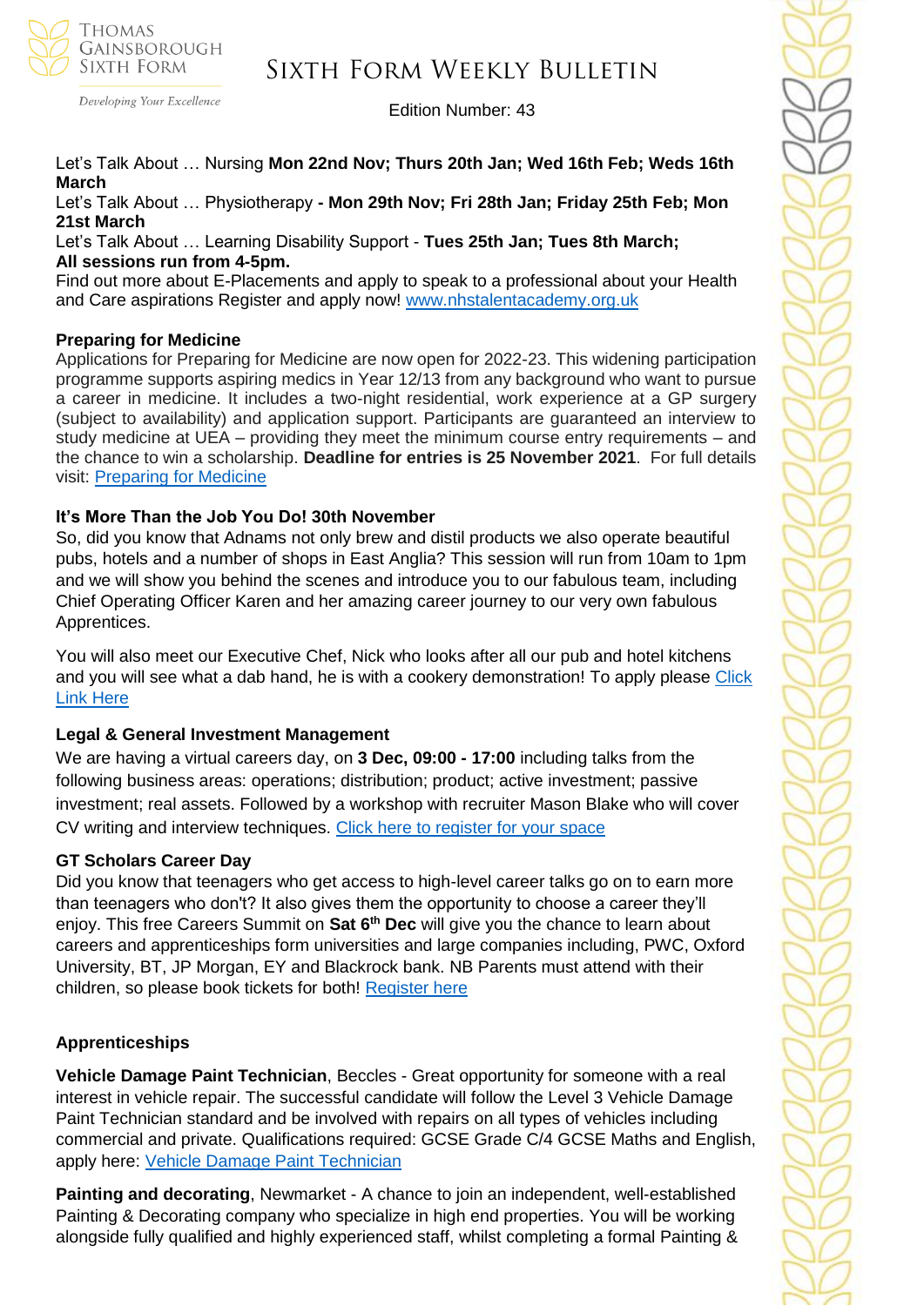Let's Talk About … Nursing **Mon 22nd Nov; Thurs 20th Jan; Wed 16th Feb; Weds 16th March**

Let's Talk About … Physiotherapy **- Mon 29th Nov; Fri 28th Jan; Friday 25th Feb; Mon 21st March**

Let's Talk About … Learning Disability Support - **Tues 25th Jan; Tues 8th March;**

**All sessions run from 4-5pm.**

Find out more about E-Placements and apply to speak to a professional about your Health and Care aspirations Register and apply now! [www.nhstalentacademy.org.uk](http://www.nhstalentacademy.org.uk)

**Preparing for Medicine**

Applications for Preparing for Medicine are now open for 2022-23. This widening participation programme supports aspiring medics in Year 12/13 from any background who want to pursue a career in medicine. It includes a two-night residential, work experience at a GP surgery (subject to availability) and application support. Participants are guaranteed an interview to study medicine at UEA – providing they meet the minimum course entry requirements – and the chance to win a scholarship. **Deadline for entries is 25 November 2021**. For full details visit: Preparing for Medicine

**It's More Than the Job You Do! 30th November**

So, did you know that Adnams not only brew and distil products we also operate beautiful pubs, hotels and a number of shops in East Anglia? This session will run from 10am to 1pm and we will show you behind the scenes and introduce you to our fabulous team, including Chief Operating Officer Karen and her amazing career journey to our very own fabulous Apprentices.

You will also meet our Executive Chef, Nick who looks after all our pub and hotel kitchens and you will see what a dab hand, he is with a cookery demonstration! To apply please Click Link Here

**Legal & General Investment Management**

We are having a virtual careers day, on **3 Dec, 09:00 - 17:00** including talks from the following business areas: operations; distribution; product; active investment; passive investment; real assets. Followed by a workshop with recruiter Mason Blake who will cover CV writing and interview techniques. Click here to register for your space

**GT Scholars Career Day**

Did you know that teenagers who get access to high-level career talks go on to earn more than teenagers who don't? It also gives them the opportunity to choose a career they'll enjoy. This free Careers Summit on **Sat 6th Dec** will give you the chance to learn about careers and apprenticeships form universities and large companies including, PWC, Oxford University, BT, JP Morgan, EY and Blackrock bank. NB Parents must attend with their children, so please book tickets for both! Register here

**Apprenticeships**

**Vehicle Damage Paint Technician**, Beccles - Great opportunity for someone with a real interest in vehicle repair. The successful candidate will follow the Level 3 Vehicle Damage Paint Technician standard and be involved with repairs on all types of vehicles including commercial and private. Qualifications required: GCSE Grade C/4 GCSE Maths and English, apply here: Vehicle Damage Paint Technician

**Painting and decorating**, Newmarket - A chance to join an independent, well-established Painting & Decorating company who specialize in high end properties. You will be working alongside fully qualified and highly experienced staff, whilst completing a formal Painting &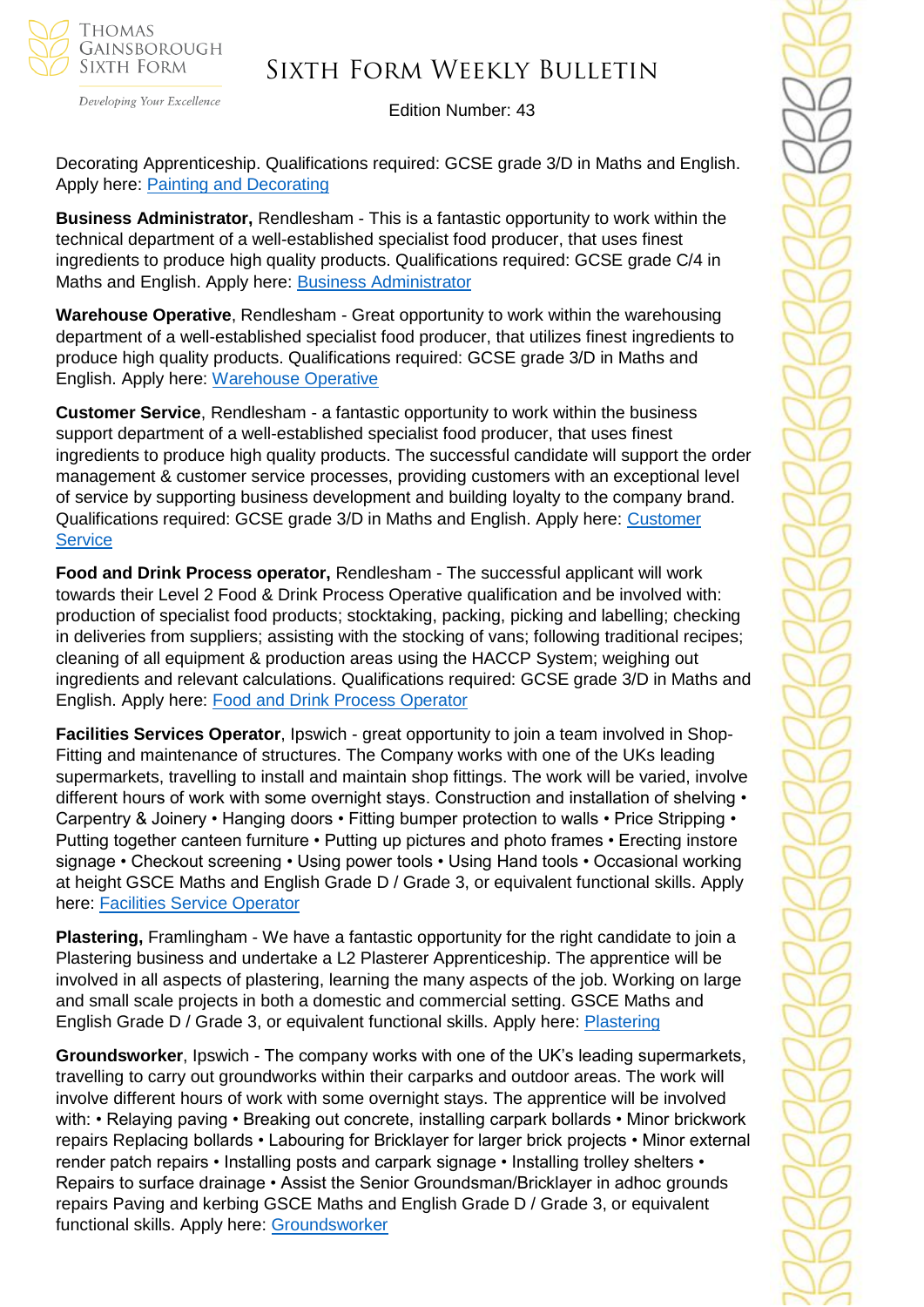Decorating Apprenticeship. Qualifications required: GCSE grade 3/D in Maths and English. Apply here: Painting and Decorating

**Business Administrator,** Rendlesham - This is a fantastic opportunity to work within the technical department of a well-established specialist food producer, that uses finest ingredients to produce high quality products. Qualifications required: GCSE grade C/4 in Maths and English. Apply here: Business Administrator

**Warehouse Operative**, Rendlesham - Great opportunity to work within the warehousing department of a well-established specialist food producer, that utilizes finest ingredients to produce high quality products. Qualifications required: GCSE grade 3/D in Maths and English. Apply here: Warehouse Operative

**Customer Service**, Rendlesham - a fantastic opportunity to work within the business support department of a well-established specialist food producer, that uses finest ingredients to produce high quality products. The successful candidate will support the order management & customer service processes, providing customers with an exceptional level of service by supporting business development and building loyalty to the company brand. Qualifications required: GCSE grade 3/D in Maths and English. Apply here: Customer Service

**Food and Drink Process operator,** Rendlesham - The successful applicant will work towards their Level 2 Food & Drink Process Operative qualification and be involved with: production of specialist food products; stocktaking, packing, picking and labelling; checking in deliveries from suppliers; assisting with the stocking of vans; following traditional recipes; cleaning of all equipment & production areas using the HACCP System; weighing out ingredients and relevant calculations. Qualifications required: GCSE grade 3/D in Maths and English. Apply here: Food and Drink Process Operator

**Facilities Services Operator**, Ipswich - great opportunity to join a team involved in Shop-Fitting and maintenance of structures. The Company works with one of the UKs leading supermarkets, travelling to install and maintain shop fittings. The work will be varied, involve different hours of work with some overnight stays. Construction and installation of shelving • Carpentry & Joinery • Hanging doors • Fitting bumper protection to walls • Price Stripping • Putting together canteen furniture • Putting up pictures and photo frames • Erecting instore signage • Checkout screening • Using power tools • Using Hand tools • Occasional working at height GSCE Maths and English Grade D / Grade 3, or equivalent functional skills. Apply here: Facilities Service Operator

**Plastering,** Framlingham - We have a fantastic opportunity for the right candidate to join a Plastering business and undertake a L2 Plasterer Apprenticeship. The apprentice will be involved in all aspects of plastering, learning the many aspects of the job. Working on large and small scale projects in both a domestic and commercial setting. GSCE Maths and English Grade D / Grade 3, or equivalent functional skills. Apply here: Plastering

**Groundsworker**, Ipswich - The company works with one of the UK's leading supermarkets, travelling to carry out groundworks within their carparks and outdoor areas. The work will involve different hours of work with some overnight stays. The apprentice will be involved with: • Relaying paving • Breaking out concrete, installing carpark bollards • Minor brickwork repairs Replacing bollards • Labouring for Bricklayer for larger brick projects • Minor external render patch repairs • Installing posts and carpark signage • Installing trolley shelters • Repairs to surface drainage • Assist the Senior Groundsman/Bricklayer in adhoc grounds repairs Paving and kerbing GSCE Maths and English Grade D / Grade 3, or equivalent functional skills. Apply here: Groundsworker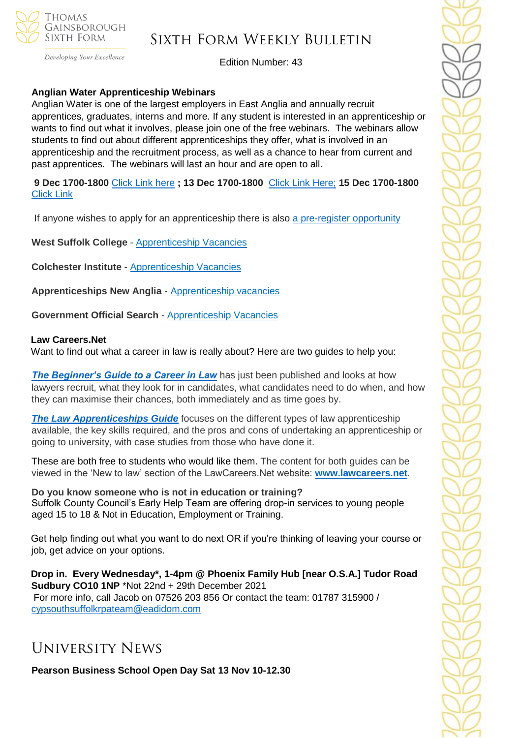**Anglian Water Apprenticeship Webinars**

Anglian Water is one of the largest employers in East Anglia and annually recruit apprentices, graduates, interns and more. If any student is interested in an apprenticeship or wants to find out what it involves, please join one of the free webinars. The webinars allow students to find out about different apprenticeships they offer, what is involved in an apprenticeship and the recruitment process, as well as a chance to hear from current and past apprentices. The webinars will last an hour and are open to all.

**9 Dec 1700-1800** Click Link here **; 13 Dec 1700-1800** Click Link Here; **15 Dec 1700-1800** Click Link

If anyone wishes to apply for an apprenticeship there is also a pre-register opportunity

**West Suffolk College** - Apprenticeship Vacancies

**Colchester Institute** - Apprenticeship Vacancies

**Apprenticeships New Anglia** - Apprenticeship vacancies

**Government Official Search** - Apprenticeship Vacancies

**Law Careers.Net**

Want to find out what a career in law is really about? Here are two guides to help you:

***The Beginner's Guide to a Career in Law*** has just been published and looks at how lawyers recruit, what they look for in candidates, what candidates need to do when, and how they can maximise their chances, both immediately and as time goes by.

***The Law Apprenticeships Guide*** focuses on the different types of law apprenticeship available, the key skills required, and the pros and cons of undertaking an apprenticeship or going to university, with case studies from those who have done it.

These are both free to students who would like them. The content for both guides can be viewed in the 'New to law' section of the LawCareers.Net website: **www.lawcareers.net**.

**Do you know someone who is not in education or training?**

Suffolk County Council's Early Help Team are offering drop-in services to young people aged 15 to 18 & Not in Education, Employment or Training.

Get help finding out what you want to do next OR if you're thinking of leaving your course or job, get advice on your options.

**Drop in. Every Wednesday\*, 1-4pm @ Phoenix Family Hub [near O.S.A.] Tudor Road Sudbury CO10 1NP** \*Not 22nd + 29th December 2021

For more info, call Jacob on 07526 203 856 Or contact the team: 01787 315900 / cypsouthsuffolkrpateam@eadidom.com

# University News

**Pearson Business School Open Day Sat 13 Nov 10-12.30**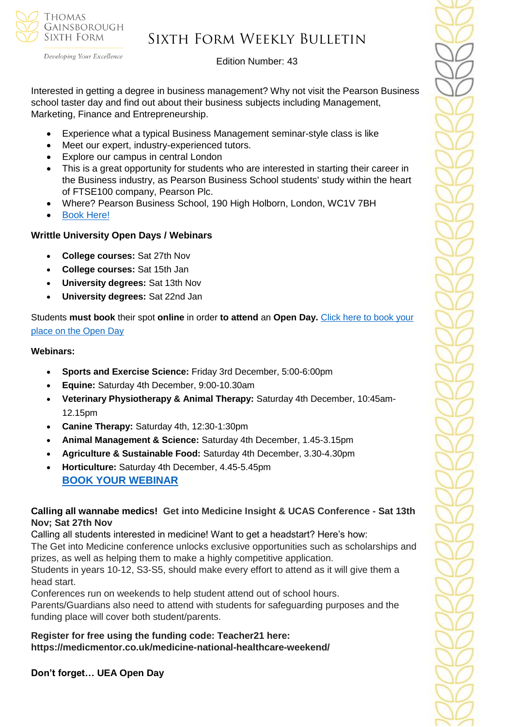Interested in getting a degree in business management? Why not visit the Pearson Business school taster day and find out about their business subjects including Management, Marketing, Finance and Entrepreneurship.

- Experience what a typical Business Management seminar-style class is like
- Meet our expert, industry-experienced tutors.
- Explore our campus in central London
- This is a great opportunity for students who are interested in starting their career in the Business industry, as Pearson Business School students' study within the heart of FTSE100 company, Pearson Plc.
- Where? Pearson Business School, 190 High Holborn, London, WC1V 7BH
- Book Here!

**Writtle University Open Days / Webinars**

- **College courses:** Sat 27th Nov
- **College courses:** Sat 15th Jan
- **University degrees:** Sat 13th Nov
- **University degrees:** Sat 22nd Jan

Students **must book** their spot **online** in order **to attend** an **Open Day.** Click here to book your place on the Open Day

**Webinars:**

- **Sports and Exercise Science:** Friday 3rd December, 5:00-6:00pm
- **Equine:** Saturday 4th December, 9:00-10.30am
- **Veterinary Physiotherapy & Animal Therapy:** Saturday 4th December, 10:45am-12.15pm
- **Canine Therapy:** Saturday 4th, 12:30-1:30pm
- **Animal Management & Science:** Saturday 4th December, 1.45-3.15pm
- **Agriculture & Sustainable Food:** Saturday 4th December, 3.30-4.30pm
- **Horticulture:** Saturday 4th December, 4.45-5.45pm

  **BOOK YOUR WEBINAR**

**Calling all wannabe medics! Get into Medicine Insight & UCAS Conference - Sat 13th Nov; Sat 27th Nov**

Calling all students interested in medicine! Want to get a headstart? Here's how:
The Get into Medicine conference unlocks exclusive opportunities such as scholarships and prizes, as well as helping them to make a highly competitive application.
Students in years 10-12, S3-S5, should make every effort to attend as it will give them a head start.
Conferences run on weekends to help student attend out of school hours.
Parents/Guardians also need to attend with students for safeguarding purposes and the funding place will cover both student/parents.

**Register for free using the funding code: Teacher21 here: https://medicmentor.co.uk/medicine-national-healthcare-weekend/**

**Don't forget… UEA Open Day**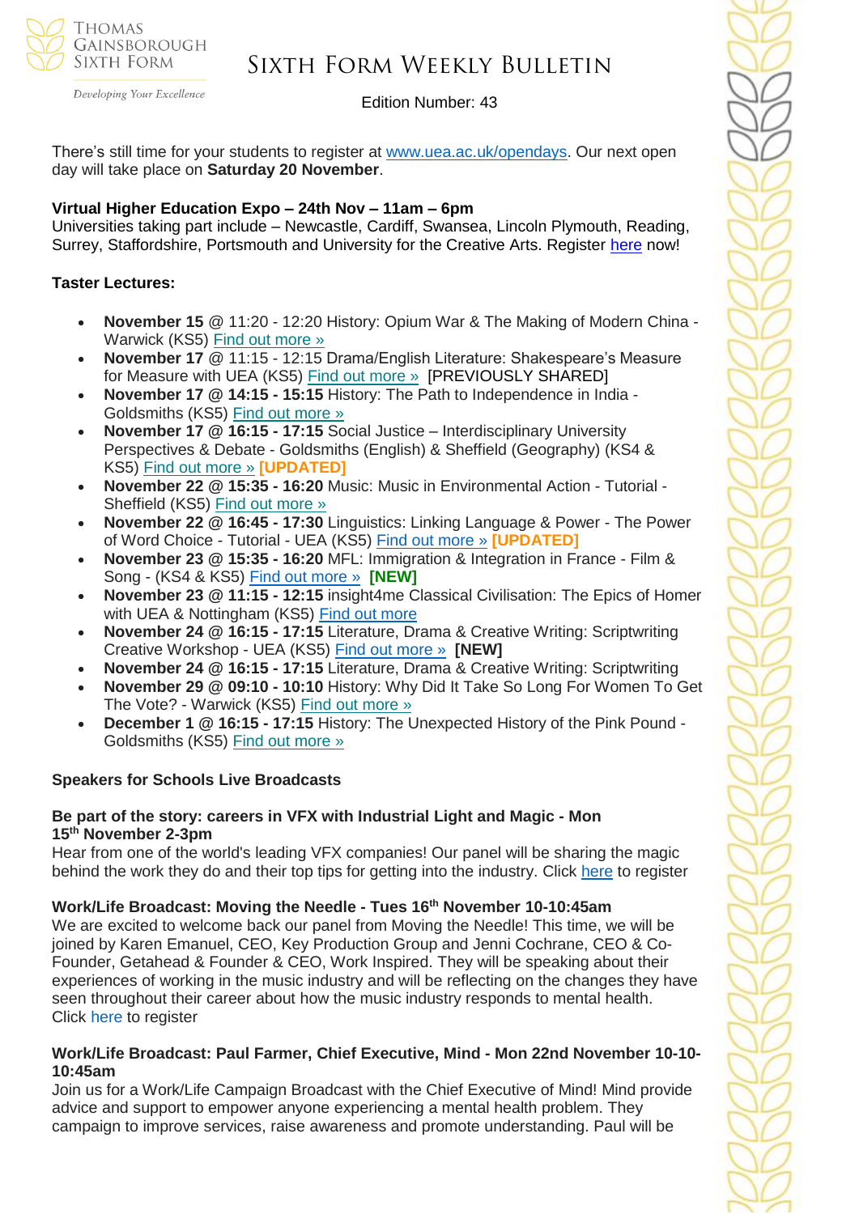There's still time for your students to register at [www.uea.ac.uk/opendays](www.uea.ac.uk/opendays). Our next open day will take place on **Saturday 20 November**.

**Virtual Higher Education Expo – 24th Nov – 11am – 6pm**
Universities taking part include – Newcastle, Cardiff, Swansea, Lincoln Plymouth, Reading, Surrey, Staffordshire, Portsmouth and University for the Creative Arts. Register here now!

**Taster Lectures:**

- **November 15** @ 11:20 - 12:20 History: Opium War & The Making of Modern China - Warwick (KS5) Find out more »
- **November 17** @ 11:15 - 12:15 Drama/English Literature: Shakespeare's Measure for Measure with UEA (KS5) Find out more » [PREVIOUSLY SHARED]
- **November 17 @ 14:15 - 15:15** History: The Path to Independence in India - Goldsmiths (KS5) Find out more »
- **November 17 @ 16:15 - 17:15** Social Justice – Interdisciplinary University Perspectives & Debate - Goldsmiths (English) & Sheffield (Geography) (KS4 & KS5) Find out more » **[UPDATED]**
- **November 22 @ 15:35 - 16:20** Music: Music in Environmental Action - Tutorial - Sheffield (KS5) Find out more »
- **November 22 @ 16:45 - 17:30** Linguistics: Linking Language & Power - The Power of Word Choice - Tutorial - UEA (KS5) Find out more » **[UPDATED]**
- **November 23 @ 15:35 - 16:20** MFL: Immigration & Integration in France - Film & Song - (KS4 & KS5) Find out more » **[NEW]**
- **November 23 @ 11:15 - 12:15** insight4me Classical Civilisation: The Epics of Homer with UEA & Nottingham (KS5) Find out more
- **November 24 @ 16:15 - 17:15** Literature, Drama & Creative Writing: Scriptwriting Creative Workshop - UEA (KS5) Find out more » **[NEW]**
- **November 24 @ 16:15 - 17:15** Literature, Drama & Creative Writing: Scriptwriting
- **November 29 @ 09:10 - 10:10** History: Why Did It Take So Long For Women To Get The Vote? - Warwick (KS5) Find out more »
- **December 1 @ 16:15 - 17:15** History: The Unexpected History of the Pink Pound - Goldsmiths (KS5) Find out more »

**Speakers for Schools Live Broadcasts**

**Be part of the story: careers in VFX with Industrial Light and Magic - Mon 15th November 2-3pm**
Hear from one of the world's leading VFX companies! Our panel will be sharing the magic behind the work they do and their top tips for getting into the industry. Click here to register

**Work/Life Broadcast: Moving the Needle - Tues 16th November 10-10:45am**
We are excited to welcome back our panel from Moving the Needle! This time, we will be joined by Karen Emanuel, CEO, Key Production Group and Jenni Cochrane, CEO & Co-Founder, Getahead & Founder & CEO, Work Inspired. They will be speaking about their experiences of working in the music industry and will be reflecting on the changes they have seen throughout their career about how the music industry responds to mental health. Click here to register

**Work/Life Broadcast: Paul Farmer, Chief Executive, Mind - Mon 22nd November 10-10-10:45am**
Join us for a Work/Life Campaign Broadcast with the Chief Executive of Mind! Mind provide advice and support to empower anyone experiencing a mental health problem. They campaign to improve services, raise awareness and promote understanding. Paul will be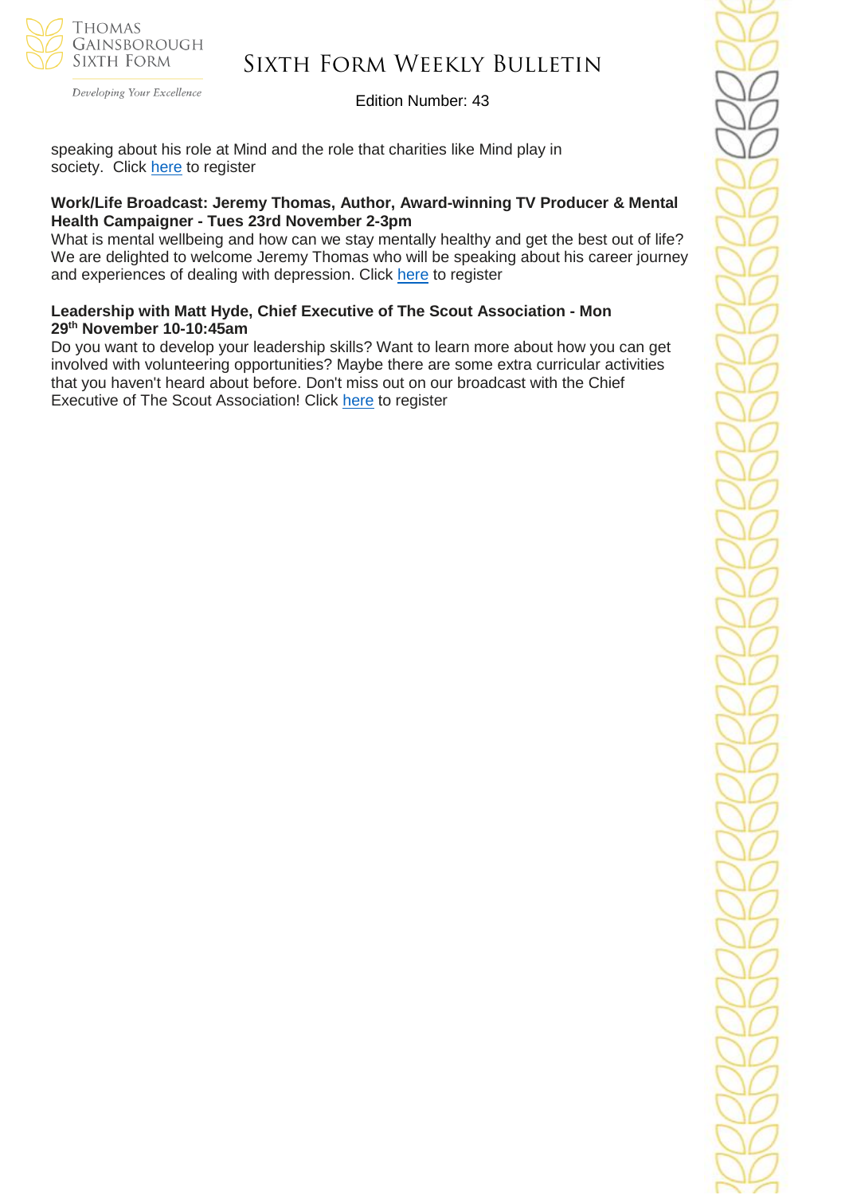speaking about his role at Mind and the role that charities like Mind play in society. Click here to register

**Work/Life Broadcast: Jeremy Thomas, Author, Award-winning TV Producer & Mental Health Campaigner - Tues 23rd November 2-3pm**

What is mental wellbeing and how can we stay mentally healthy and get the best out of life? We are delighted to welcome Jeremy Thomas who will be speaking about his career journey and experiences of dealing with depression. Click here to register

**Leadership with Matt Hyde, Chief Executive of The Scout Association - Mon 29th November 10-10:45am**

Do you want to develop your leadership skills? Want to learn more about how you can get involved with volunteering opportunities? Maybe there are some extra curricular activities that you haven't heard about before. Don't miss out on our broadcast with the Chief Executive of The Scout Association! Click here to register